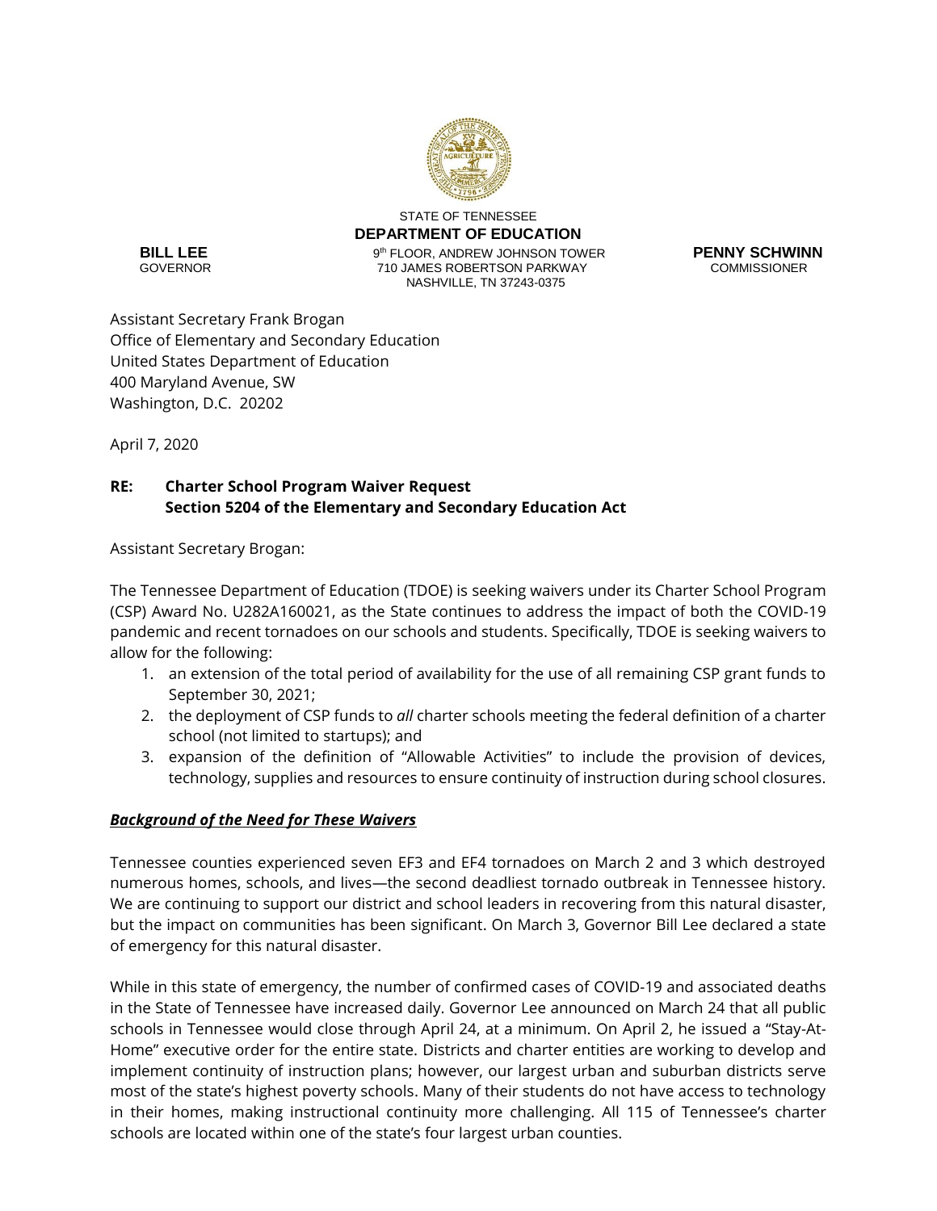STATE OF TENNESSEE
**DEPARTMENT OF EDUCATION**

**BILL LEE**
GOVERNOR

9th FLOOR, ANDREW JOHNSON TOWER
710 JAMES ROBERTSON PARKWAY
NASHVILLE, TN 37243-0375

**PENNY SCHWINN**
COMMISSIONER

Assistant Secretary Frank Brogan
Office of Elementary and Secondary Education
United States Department of Education
400 Maryland Avenue, SW
Washington, D.C. 20202

April 7, 2020

**RE: Charter School Program Waiver Request**
**Section 5204 of the Elementary and Secondary Education Act**

Assistant Secretary Brogan:

The Tennessee Department of Education (TDOE) is seeking waivers under its Charter School Program (CSP) Award No. U282A160021, as the State continues to address the impact of both the COVID-19 pandemic and recent tornadoes on our schools and students. Specifically, TDOE is seeking waivers to allow for the following:

1. an extension of the total period of availability for the use of all remaining CSP grant funds to September 30, 2021;
2. the deployment of CSP funds to *all* charter schools meeting the federal definition of a charter school (not limited to startups); and
3. expansion of the definition of "Allowable Activities" to include the provision of devices, technology, supplies and resources to ensure continuity of instruction during school closures.

***Background of the Need for These Waivers***

Tennessee counties experienced seven EF3 and EF4 tornadoes on March 2 and 3 which destroyed numerous homes, schools, and lives—the second deadliest tornado outbreak in Tennessee history. We are continuing to support our district and school leaders in recovering from this natural disaster, but the impact on communities has been significant. On March 3, Governor Bill Lee declared a state of emergency for this natural disaster.

While in this state of emergency, the number of confirmed cases of COVID-19 and associated deaths in the State of Tennessee have increased daily. Governor Lee announced on March 24 that all public schools in Tennessee would close through April 24, at a minimum. On April 2, he issued a "Stay-At-Home" executive order for the entire state. Districts and charter entities are working to develop and implement continuity of instruction plans; however, our largest urban and suburban districts serve most of the state's highest poverty schools. Many of their students do not have access to technology in their homes, making instructional continuity more challenging. All 115 of Tennessee's charter schools are located within one of the state's four largest urban counties.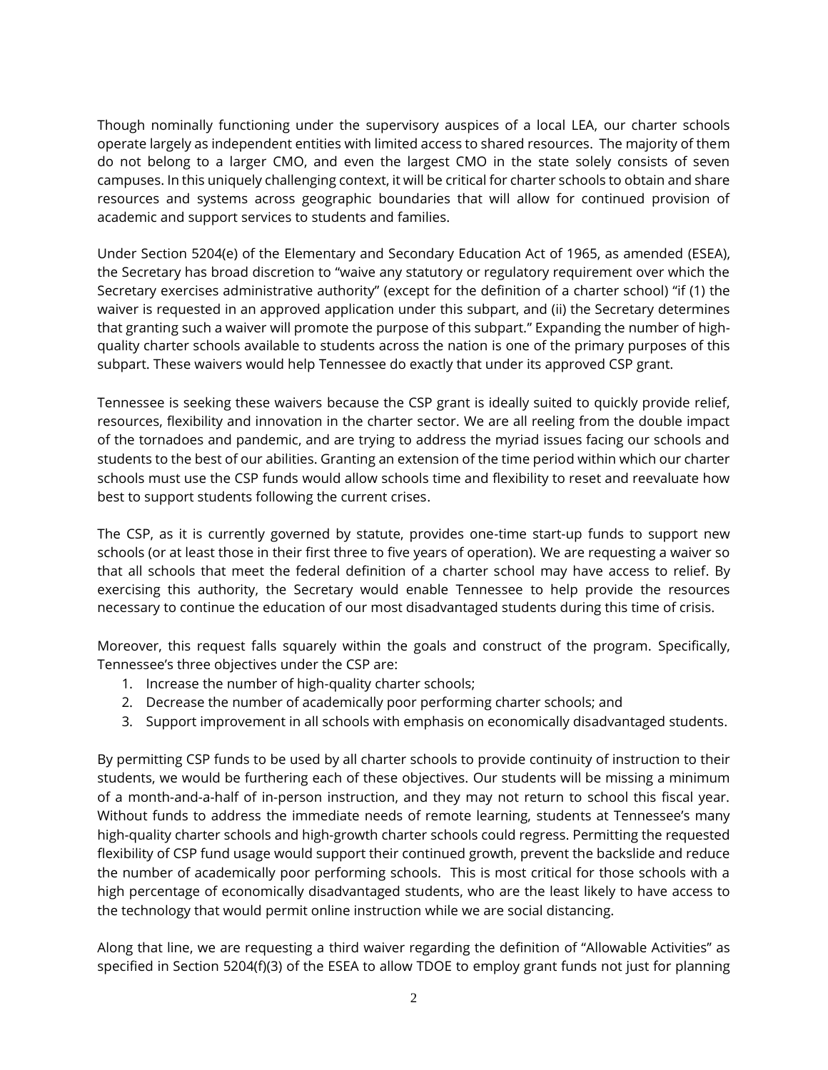Though nominally functioning under the supervisory auspices of a local LEA, our charter schools operate largely as independent entities with limited access to shared resources. The majority of them do not belong to a larger CMO, and even the largest CMO in the state solely consists of seven campuses. In this uniquely challenging context, it will be critical for charter schools to obtain and share resources and systems across geographic boundaries that will allow for continued provision of academic and support services to students and families.

Under Section 5204(e) of the Elementary and Secondary Education Act of 1965, as amended (ESEA), the Secretary has broad discretion to "waive any statutory or regulatory requirement over which the Secretary exercises administrative authority" (except for the definition of a charter school) "if (1) the waiver is requested in an approved application under this subpart, and (ii) the Secretary determines that granting such a waiver will promote the purpose of this subpart." Expanding the number of high-quality charter schools available to students across the nation is one of the primary purposes of this subpart. These waivers would help Tennessee do exactly that under its approved CSP grant.

Tennessee is seeking these waivers because the CSP grant is ideally suited to quickly provide relief, resources, flexibility and innovation in the charter sector. We are all reeling from the double impact of the tornadoes and pandemic, and are trying to address the myriad issues facing our schools and students to the best of our abilities. Granting an extension of the time period within which our charter schools must use the CSP funds would allow schools time and flexibility to reset and reevaluate how best to support students following the current crises.

The CSP, as it is currently governed by statute, provides one-time start-up funds to support new schools (or at least those in their first three to five years of operation). We are requesting a waiver so that all schools that meet the federal definition of a charter school may have access to relief. By exercising this authority, the Secretary would enable Tennessee to help provide the resources necessary to continue the education of our most disadvantaged students during this time of crisis.

Moreover, this request falls squarely within the goals and construct of the program. Specifically, Tennessee's three objectives under the CSP are:

1. Increase the number of high-quality charter schools;
2. Decrease the number of academically poor performing charter schools; and
3. Support improvement in all schools with emphasis on economically disadvantaged students.

By permitting CSP funds to be used by all charter schools to provide continuity of instruction to their students, we would be furthering each of these objectives. Our students will be missing a minimum of a month-and-a-half of in-person instruction, and they may not return to school this fiscal year. Without funds to address the immediate needs of remote learning, students at Tennessee's many high-quality charter schools and high-growth charter schools could regress. Permitting the requested flexibility of CSP fund usage would support their continued growth, prevent the backslide and reduce the number of academically poor performing schools. This is most critical for those schools with a high percentage of economically disadvantaged students, who are the least likely to have access to the technology that would permit online instruction while we are social distancing.

Along that line, we are requesting a third waiver regarding the definition of "Allowable Activities" as specified in Section 5204(f)(3) of the ESEA to allow TDOE to employ grant funds not just for planning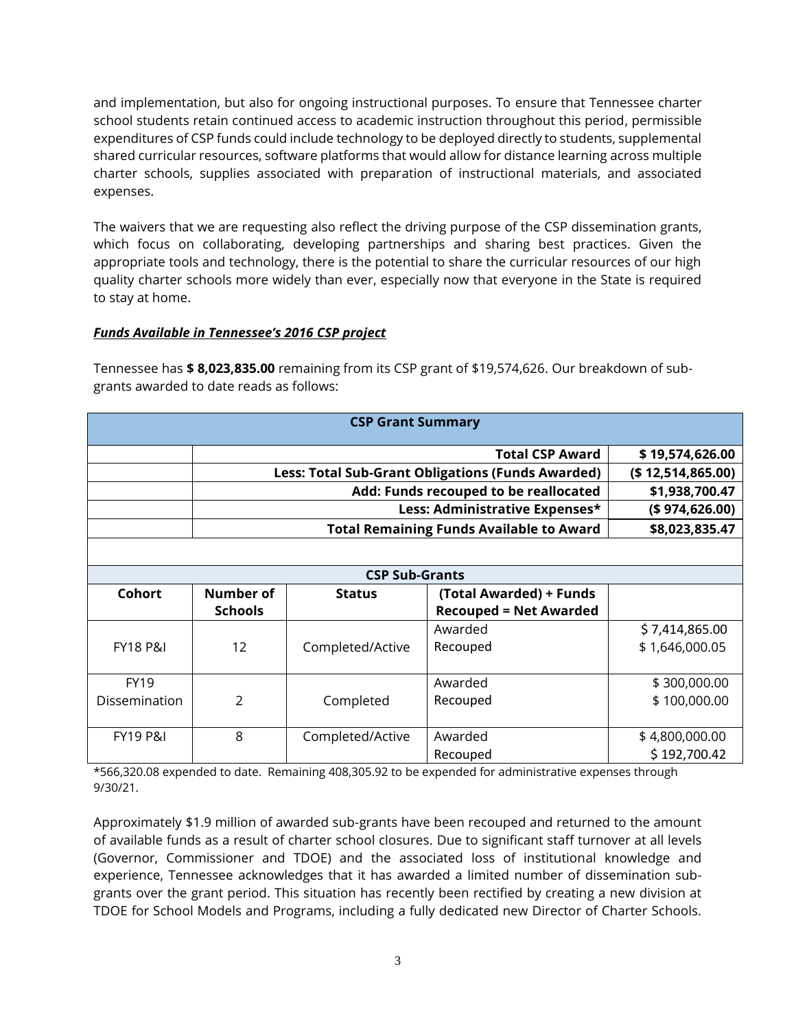and implementation, but also for ongoing instructional purposes. To ensure that Tennessee charter school students retain continued access to academic instruction throughout this period, permissible expenditures of CSP funds could include technology to be deployed directly to students, supplemental shared curricular resources, software platforms that would allow for distance learning across multiple charter schools, supplies associated with preparation of instructional materials, and associated expenses.

The waivers that we are requesting also reflect the driving purpose of the CSP dissemination grants, which focus on collaborating, developing partnerships and sharing best practices. Given the appropriate tools and technology, there is the potential to share the curricular resources of our high quality charter schools more widely than ever, especially now that everyone in the State is required to stay at home.

***Funds Available in Tennessee's 2016 CSP project***

Tennessee has **$ 8,023,835.00** remaining from its CSP grant of $19,574,626. Our breakdown of sub-grants awarded to date reads as follows:

| **CSP Grant Summary** | | | | |
|---|---|---|---|---|
| | | | **Total CSP Award** | **$ 19,574,626.00** |
| | | | **Less: Total Sub-Grant Obligations (Funds Awarded)** | **($ 12,514,865.00)** |
| | | | **Add: Funds recouped to be reallocated** | **$1,938,700.47** |
| | | | **Less: Administrative Expenses*** | **($ 974,626.00)** |
| | | | **Total Remaining Funds Available to Award** | **$8,023,835.47** |
| | | | | |
| **CSP Sub-Grants** | | | | |
| **Cohort** | **Number of Schools** | **Status** | **(Total Awarded) + Funds Recouped = Net Awarded** | |
| FY18 P&I | 12 | Completed/Active | Awarded<br>Recouped | $ 7,414,865.00<br>$ 1,646,000.05 |
| FY19 Dissemination | 2 | Completed | Awarded<br>Recouped | $ 300,000.00<br>$ 100,000.00 |
| FY19 P&I | 8 | Completed/Active | Awarded<br>Recouped | $ 4,800,000.00<br>$ 192,700.42 |

*566,320.08 expended to date. Remaining 408,305.92 to be expended for administrative expenses through 9/30/21.

Approximately $1.9 million of awarded sub-grants have been recouped and returned to the amount of available funds as a result of charter school closures. Due to significant staff turnover at all levels (Governor, Commissioner and TDOE) and the associated loss of institutional knowledge and experience, Tennessee acknowledges that it has awarded a limited number of dissemination sub-grants over the grant period. This situation has recently been rectified by creating a new division at TDOE for School Models and Programs, including a fully dedicated new Director of Charter Schools.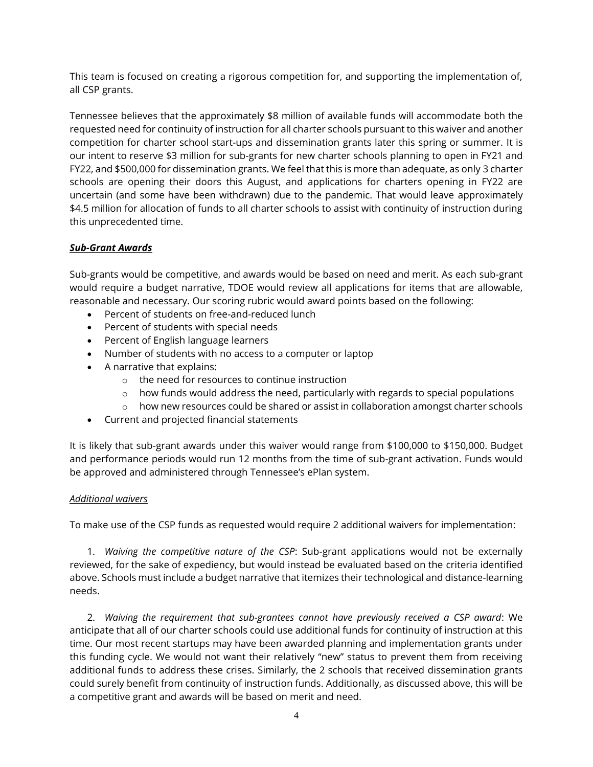This team is focused on creating a rigorous competition for, and supporting the implementation of, all CSP grants.

Tennessee believes that the approximately $8 million of available funds will accommodate both the requested need for continuity of instruction for all charter schools pursuant to this waiver and another competition for charter school start-ups and dissemination grants later this spring or summer. It is our intent to reserve $3 million for sub-grants for new charter schools planning to open in FY21 and FY22, and $500,000 for dissemination grants. We feel that this is more than adequate, as only 3 charter schools are opening their doors this August, and applications for charters opening in FY22 are uncertain (and some have been withdrawn) due to the pandemic. That would leave approximately $4.5 million for allocation of funds to all charter schools to assist with continuity of instruction during this unprecedented time.

***Sub-Grant Awards***

Sub-grants would be competitive, and awards would be based on need and merit. As each sub-grant would require a budget narrative, TDOE would review all applications for items that are allowable, reasonable and necessary. Our scoring rubric would award points based on the following:

- Percent of students on free-and-reduced lunch
- Percent of students with special needs
- Percent of English language learners
- Number of students with no access to a computer or laptop
- A narrative that explains:
    - the need for resources to continue instruction
    - how funds would address the need, particularly with regards to special populations
    - how new resources could be shared or assist in collaboration amongst charter schools
- Current and projected financial statements

It is likely that sub-grant awards under this waiver would range from $100,000 to $150,000. Budget and performance periods would run 12 months from the time of sub-grant activation. Funds would be approved and administered through Tennessee's ePlan system.

*Additional waivers*

To make use of the CSP funds as requested would require 2 additional waivers for implementation:

1. *Waiving the competitive nature of the CSP*: Sub-grant applications would not be externally reviewed, for the sake of expediency, but would instead be evaluated based on the criteria identified above. Schools must include a budget narrative that itemizes their technological and distance-learning needs.

2. *Waiving the requirement that sub-grantees cannot have previously received a CSP award*: We anticipate that all of our charter schools could use additional funds for continuity of instruction at this time. Our most recent startups may have been awarded planning and implementation grants under this funding cycle. We would not want their relatively "new" status to prevent them from receiving additional funds to address these crises. Similarly, the 2 schools that received dissemination grants could surely benefit from continuity of instruction funds. Additionally, as discussed above, this will be a competitive grant and awards will be based on merit and need.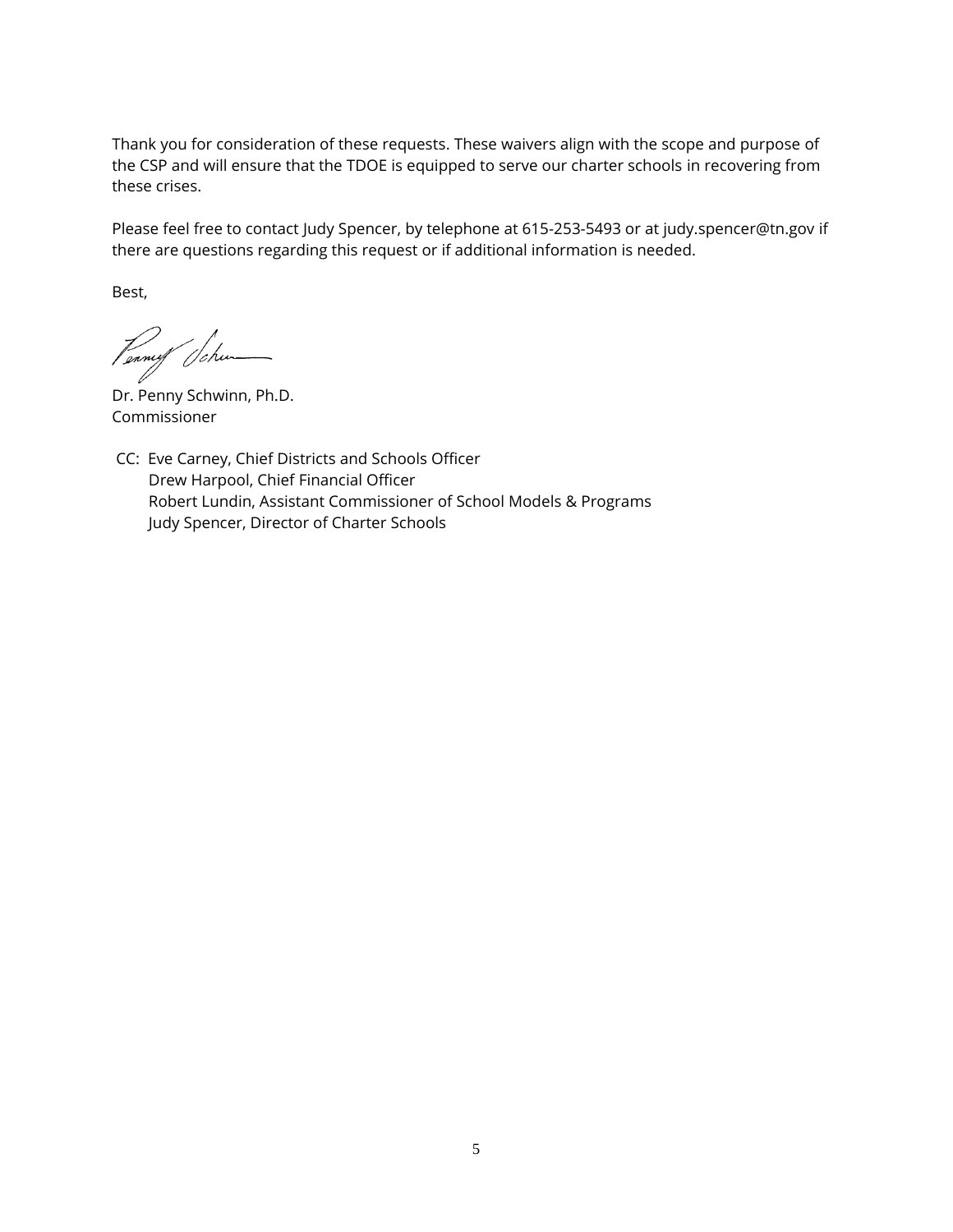Thank you for consideration of these requests. These waivers align with the scope and purpose of the CSP and will ensure that the TDOE is equipped to serve our charter schools in recovering from these crises.

Please feel free to contact Judy Spencer, by telephone at 615-253-5493 or at judy.spencer@tn.gov if there are questions regarding this request or if additional information is needed.

Best,

Dr. Penny Schwinn, Ph.D.
Commissioner

CC: Eve Carney, Chief Districts and Schools Officer
Drew Harpool, Chief Financial Officer
Robert Lundin, Assistant Commissioner of School Models & Programs
Judy Spencer, Director of Charter Schools